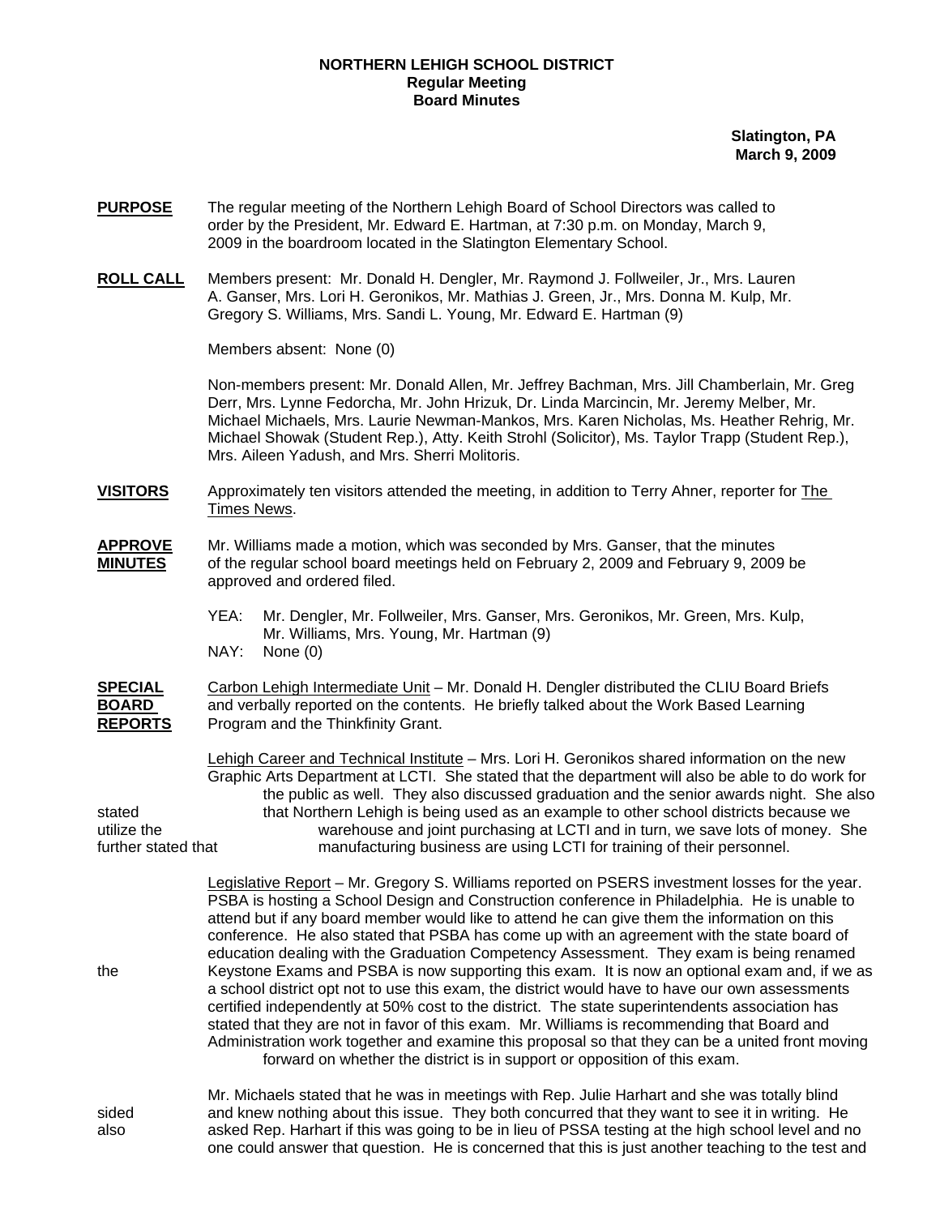**NORTHERN LEHIGH SCHOOL DISTRICT**
**Regular Meeting**
**Board Minutes**

**Slatington, PA**
**March 9, 2009**

**PURPOSE** The regular meeting of the Northern Lehigh Board of School Directors was called to order by the President, Mr. Edward E. Hartman, at 7:30 p.m. on Monday, March 9, 2009 in the boardroom located in the Slatington Elementary School.

**ROLL CALL** Members present: Mr. Donald H. Dengler, Mr. Raymond J. Follweiler, Jr., Mrs. Lauren A. Ganser, Mrs. Lori H. Geronikos, Mr. Mathias J. Green, Jr., Mrs. Donna M. Kulp, Mr. Gregory S. Williams, Mrs. Sandi L. Young, Mr. Edward E. Hartman (9)

Members absent: None (0)

Non-members present: Mr. Donald Allen, Mr. Jeffrey Bachman, Mrs. Jill Chamberlain, Mr. Greg Derr, Mrs. Lynne Fedorcha, Mr. John Hrizuk, Dr. Linda Marcincin, Mr. Jeremy Melber, Mr. Michael Michaels, Mrs. Laurie Newman-Mankos, Mrs. Karen Nicholas, Ms. Heather Rehrig, Mr. Michael Showak (Student Rep.), Atty. Keith Strohl (Solicitor), Ms. Taylor Trapp (Student Rep.), Mrs. Aileen Yadush, and Mrs. Sherri Molitoris.

**VISITORS** Approximately ten visitors attended the meeting, in addition to Terry Ahner, reporter for The Times News.

**APPROVE MINUTES** Mr. Williams made a motion, which was seconded by Mrs. Ganser, that the minutes of the regular school board meetings held on February 2, 2009 and February 9, 2009 be approved and ordered filed.

YEA: Mr. Dengler, Mr. Follweiler, Mrs. Ganser, Mrs. Geronikos, Mr. Green, Mrs. Kulp, Mr. Williams, Mrs. Young, Mr. Hartman (9)
NAY: None (0)

**SPECIAL BOARD REPORTS** Carbon Lehigh Intermediate Unit – Mr. Donald H. Dengler distributed the CLIU Board Briefs and verbally reported on the contents. He briefly talked about the Work Based Learning Program and the Thinkfinity Grant.

Lehigh Career and Technical Institute – Mrs. Lori H. Geronikos shared information on the new Graphic Arts Department at LCTI. She stated that the department will also be able to do work for the public as well. They also discussed graduation and the senior awards night. She also stated that Northern Lehigh is being used as an example to other school districts because we utilize the warehouse and joint purchasing at LCTI and in turn, we save lots of money. She further stated that manufacturing business are using LCTI for training of their personnel.

Legislative Report – Mr. Gregory S. Williams reported on PSERS investment losses for the year. PSBA is hosting a School Design and Construction conference in Philadelphia. He is unable to attend but if any board member would like to attend he can give them the information on this conference. He also stated that PSBA has come up with an agreement with the state board of education dealing with the Graduation Competency Assessment. They exam is being renamed the Keystone Exams and PSBA is now supporting this exam. It is now an optional exam and, if we as a school district opt not to use this exam, the district would have to have our own assessments certified independently at 50% cost to the district. The state superintendents association has stated that they are not in favor of this exam. Mr. Williams is recommending that Board and Administration work together and examine this proposal so that they can be a united front moving forward on whether the district is in support or opposition of this exam.

Mr. Michaels stated that he was in meetings with Rep. Julie Harhart and she was totally blind sided and knew nothing about this issue. They both concurred that they want to see it in writing. He also asked Rep. Harhart if this was going to be in lieu of PSSA testing at the high school level and no one could answer that question. He is concerned that this is just another teaching to the test and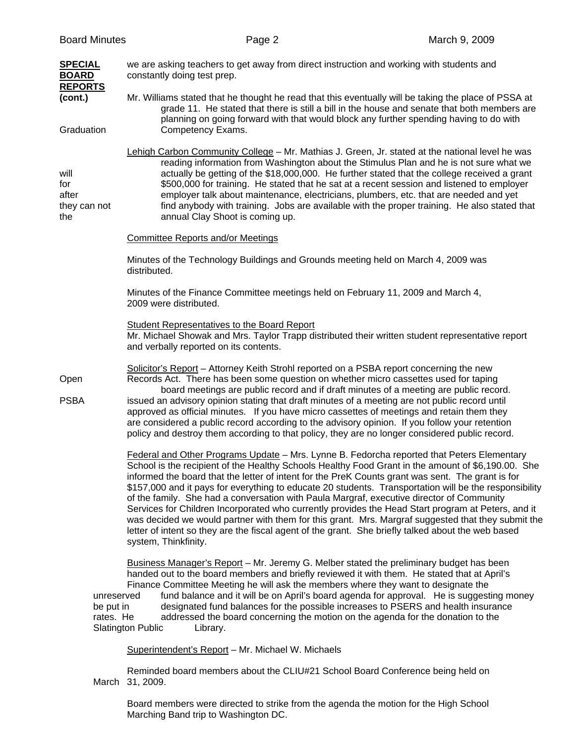**SPECIAL BOARD REPORTS (cont.)**

we are asking teachers to get away from direct instruction and working with students and constantly doing test prep.

Mr. Williams stated that he thought he read that this eventually will be taking the place of PSSA at grade 11. He stated that there is still a bill in the house and senate that both members are planning on going forward with that would block any further spending having to do with Graduation Competency Exams.

Lehigh Carbon Community College – Mr. Mathias J. Green, Jr. stated at the national level he was reading information from Washington about the Stimulus Plan and he is not sure what we will actually be getting of the $18,000,000. He further stated that the college received a grant for $500,000 for training. He stated that he sat at a recent session and listened to employer after employer talk about maintenance, electricians, plumbers, etc. that are needed and yet they can not find anybody with training. Jobs are available with the proper training. He also stated that the annual Clay Shoot is coming up.

Committee Reports and/or Meetings

Minutes of the Technology Buildings and Grounds meeting held on March 4, 2009 was distributed.

Minutes of the Finance Committee meetings held on February 11, 2009 and March 4, 2009 were distributed.

Student Representatives to the Board Report
Mr. Michael Showak and Mrs. Taylor Trapp distributed their written student representative report and verbally reported on its contents.

Solicitor's Report – Attorney Keith Strohl reported on a PSBA report concerning the new Open Records Act. There has been some question on whether micro cassettes used for taping board meetings are public record and if draft minutes of a meeting are public record. PSBA issued an advisory opinion stating that draft minutes of a meeting are not public record until approved as official minutes. If you have micro cassettes of meetings and retain them they are considered a public record according to the advisory opinion. If you follow your retention policy and destroy them according to that policy, they are no longer considered public record.

Federal and Other Programs Update – Mrs. Lynne B. Fedorcha reported that Peters Elementary School is the recipient of the Healthy Schools Healthy Food Grant in the amount of $6,190.00. She informed the board that the letter of intent for the PreK Counts grant was sent. The grant is for $157,000 and it pays for everything to educate 20 students. Transportation will be the responsibility of the family. She had a conversation with Paula Margraf, executive director of Community Services for Children Incorporated who currently provides the Head Start program at Peters, and it was decided we would partner with them for this grant. Mrs. Margraf suggested that they submit the letter of intent so they are the fiscal agent of the grant. She briefly talked about the web based system, Thinkfinity.

Business Manager's Report – Mr. Jeremy G. Melber stated the preliminary budget has been handed out to the board members and briefly reviewed it with them. He stated that at April's Finance Committee Meeting he will ask the members where they want to designate the unreserved fund balance and it will be on April's board agenda for approval. He is suggesting money be put in designated fund balances for the possible increases to PSERS and health insurance rates. He addressed the board concerning the motion on the agenda for the donation to the Slatington Public Library.

Superintendent's Report – Mr. Michael W. Michaels

Reminded board members about the CLIU#21 School Board Conference being held on March 31, 2009.

Board members were directed to strike from the agenda the motion for the High School Marching Band trip to Washington DC.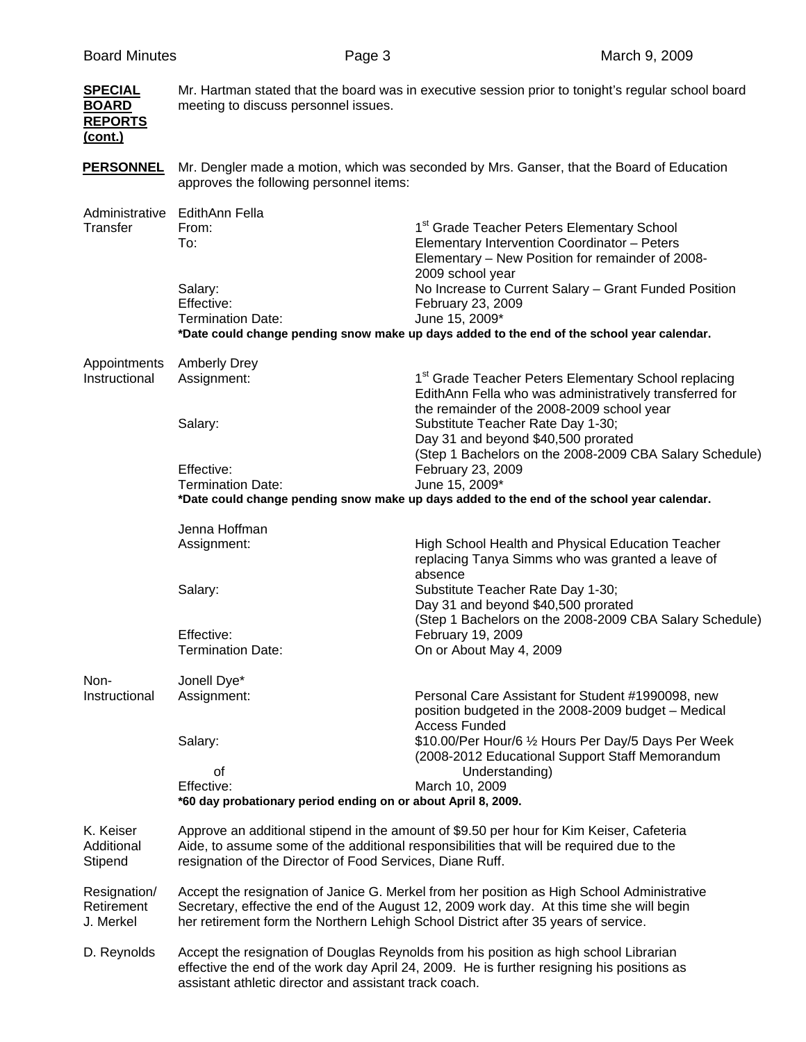**SPECIAL BOARD REPORTS (cont.)**

Mr. Hartman stated that the board was in executive session prior to tonight's regular school board meeting to discuss personnel issues.

**PERSONNEL**

Mr. Dengler made a motion, which was seconded by Mrs. Ganser, that the Board of Education approves the following personnel items:

**Administrative Transfer**

EdithAnn Fella

| | |
|---|---|
| From: | 1st Grade Teacher Peters Elementary School |
| To: | Elementary Intervention Coordinator – Peters Elementary – New Position for remainder of 2008-2009 school year |
| Salary: | No Increase to Current Salary – Grant Funded Position |
| Effective: | February 23, 2009 |
| Termination Date: | June 15, 2009* |

**\*Date could change pending snow make up days added to the end of the school year calendar.**

**Appointments Instructional**

Amberly Drey

| | |
|---|---|
| Assignment: | 1st Grade Teacher Peters Elementary School replacing EdithAnn Fella who was administratively transferred for the remainder of the 2008-2009 school year |
| Salary: | Substitute Teacher Rate Day 1-30; Day 31 and beyond $40,500 prorated (Step 1 Bachelors on the 2008-2009 CBA Salary Schedule) |
| Effective: | February 23, 2009 |
| Termination Date: | June 15, 2009* |

**\*Date could change pending snow make up days added to the end of the school year calendar.**

Jenna Hoffman

| | |
|---|---|
| Assignment: | High School Health and Physical Education Teacher replacing Tanya Simms who was granted a leave of absence |
| Salary: | Substitute Teacher Rate Day 1-30; Day 31 and beyond $40,500 prorated (Step 1 Bachelors on the 2008-2009 CBA Salary Schedule) |
| Effective: | February 19, 2009 |
| Termination Date: | On or About May 4, 2009 |

**Non-Instructional**

Jonell Dye*

| | |
|---|---|
| Assignment: | Personal Care Assistant for Student #1990098, new position budgeted in the 2008-2009 budget – Medical Access Funded |
| Salary: | $10.00/Per Hour/6 ½ Hours Per Day/5 Days Per Week (2008-2012 Educational Support Staff Memorandum of Understanding) |
| Effective: | March 10, 2009 |

**\*60 day probationary period ending on or about April 8, 2009.**

**K. Keiser Additional Stipend**

Approve an additional stipend in the amount of $9.50 per hour for Kim Keiser, Cafeteria Aide, to assume some of the additional responsibilities that will be required due to the resignation of the Director of Food Services, Diane Ruff.

**Resignation/ Retirement J. Merkel**

Accept the resignation of Janice G. Merkel from her position as High School Administrative Secretary, effective the end of the August 12, 2009 work day. At this time she will begin her retirement form the Northern Lehigh School District after 35 years of service.

**D. Reynolds**

Accept the resignation of Douglas Reynolds from his position as high school Librarian effective the end of the work day April 24, 2009. He is further resigning his positions as assistant athletic director and assistant track coach.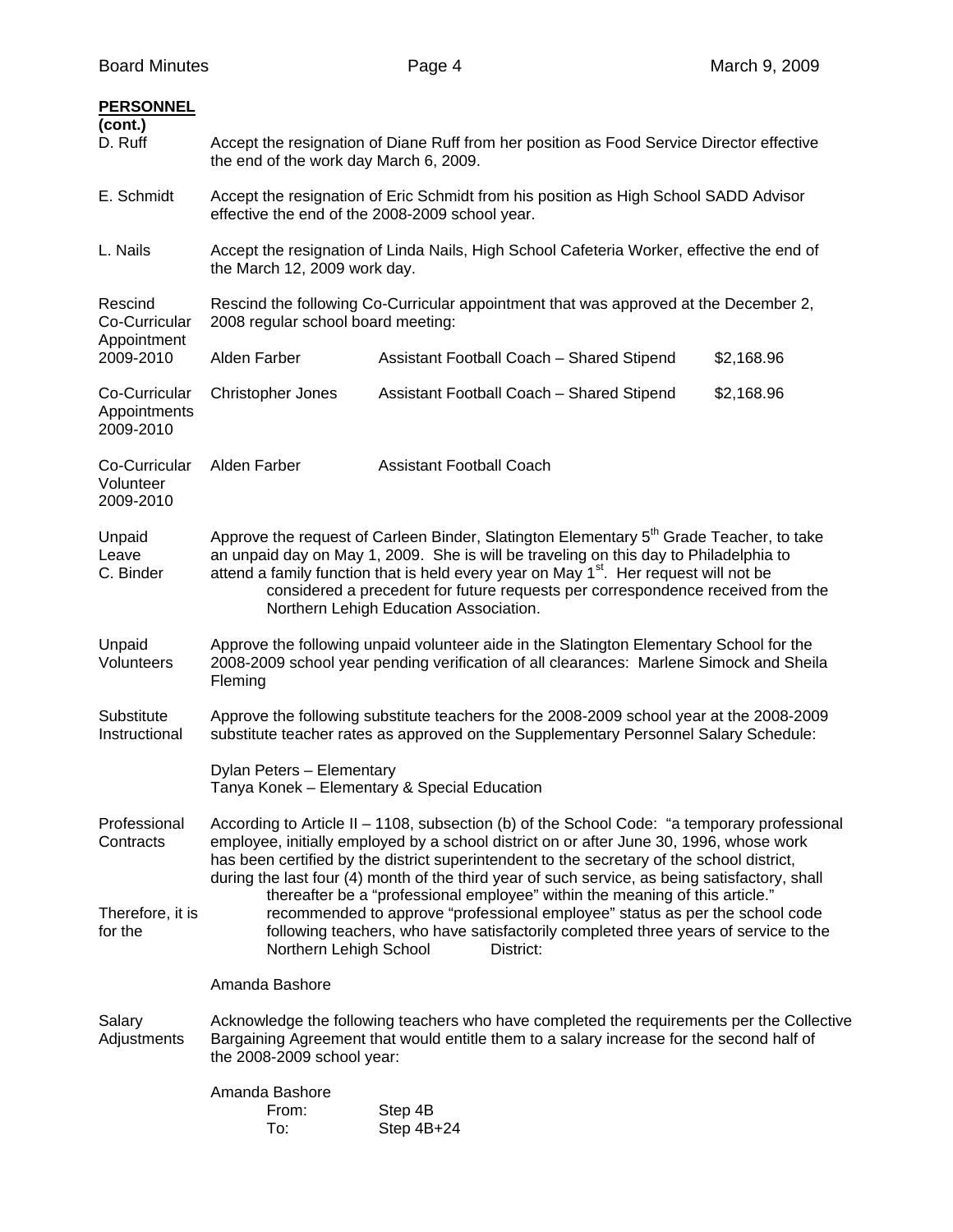**PERSONNEL (cont.)**

D. Ruff — Accept the resignation of Diane Ruff from her position as Food Service Director effective the end of the work day March 6, 2009.

E. Schmidt — Accept the resignation of Eric Schmidt from his position as High School SADD Advisor effective the end of the 2008-2009 school year.

L. Nails — Accept the resignation of Linda Nails, High School Cafeteria Worker, effective the end of the March 12, 2009 work day.

Rescind Co-Curricular Appointment 2009-2010 — Rescind the following Co-Curricular appointment that was approved at the December 2, 2008 regular school board meeting:

| | | |
|---|---|---|
| Alden Farber | Assistant Football Coach – Shared Stipend | $2,168.96 |

Co-Curricular Appointments 2009-2010

| | | |
|---|---|---|
| Christopher Jones | Assistant Football Coach – Shared Stipend | $2,168.96 |

Co-Curricular Volunteer 2009-2010

| | |
|---|---|
| Alden Farber | Assistant Football Coach |

Unpaid Leave C. Binder — Approve the request of Carleen Binder, Slatington Elementary 5th Grade Teacher, to take an unpaid day on May 1, 2009. She is will be traveling on this day to Philadelphia to attend a family function that is held every year on May 1st. Her request will not be considered a precedent for future requests per correspondence received from the Northern Lehigh Education Association.

Unpaid Volunteers — Approve the following unpaid volunteer aide in the Slatington Elementary School for the 2008-2009 school year pending verification of all clearances: Marlene Simock and Sheila Fleming

Substitute Instructional — Approve the following substitute teachers for the 2008-2009 school year at the 2008-2009 substitute teacher rates as approved on the Supplementary Personnel Salary Schedule:

Dylan Peters – Elementary
Tanya Konek – Elementary & Special Education

Professional Contracts — According to Article II – 1108, subsection (b) of the School Code: "a temporary professional employee, initially employed by a school district on or after June 30, 1996, whose work has been certified by the district superintendent to the secretary of the school district, during the last four (4) month of the third year of such service, as being satisfactory, shall thereafter be a "professional employee" within the meaning of this article."

Therefore, it is recommended to approve "professional employee" status as per the school code for the following teachers, who have satisfactorily completed three years of service to the Northern Lehigh School District:

Amanda Bashore

Salary Adjustments — Acknowledge the following teachers who have completed the requirements per the Collective Bargaining Agreement that would entitle them to a salary increase for the second half of the 2008-2009 school year:

Amanda Bashore

| | |
|---|---|
| From: | Step 4B |
| To: | Step 4B+24 |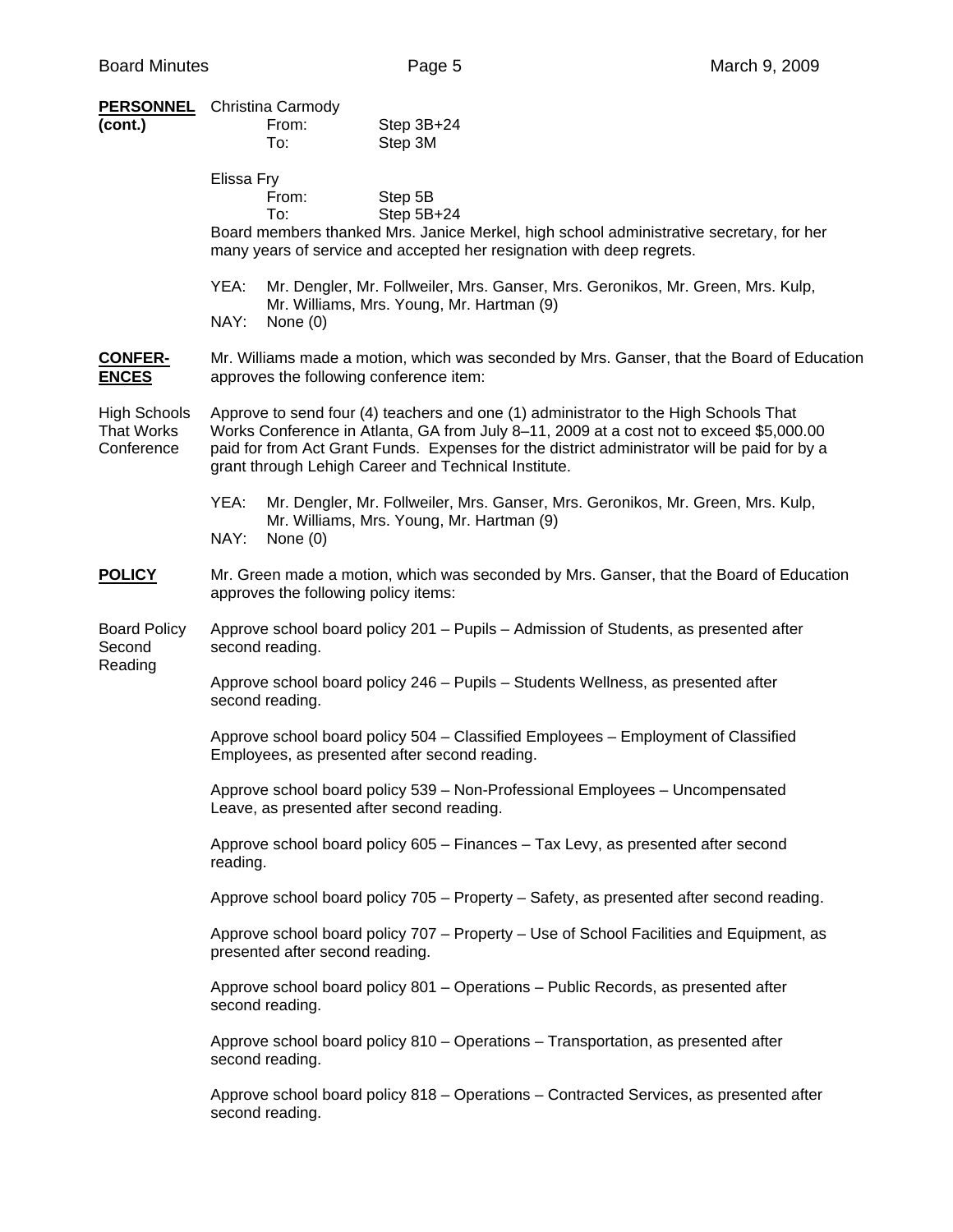**PERSONNEL (cont.)**

Christina Carmody
From: Step 3B+24
To: Step 3M

Elissa Fry
From: Step 5B
To: Step 5B+24

Board members thanked Mrs. Janice Merkel, high school administrative secretary, for her many years of service and accepted her resignation with deep regrets.

YEA: Mr. Dengler, Mr. Follweiler, Mrs. Ganser, Mrs. Geronikos, Mr. Green, Mrs. Kulp, Mr. Williams, Mrs. Young, Mr. Hartman (9)
NAY: None (0)

**CONFERENCES**

Mr. Williams made a motion, which was seconded by Mrs. Ganser, that the Board of Education approves the following conference item:

High Schools That Works Conference

Approve to send four (4) teachers and one (1) administrator to the High Schools That Works Conference in Atlanta, GA from July 8–11, 2009 at a cost not to exceed $5,000.00 paid for from Act Grant Funds. Expenses for the district administrator will be paid for by a grant through Lehigh Career and Technical Institute.

YEA: Mr. Dengler, Mr. Follweiler, Mrs. Ganser, Mrs. Geronikos, Mr. Green, Mrs. Kulp, Mr. Williams, Mrs. Young, Mr. Hartman (9)
NAY: None (0)

**POLICY**

Mr. Green made a motion, which was seconded by Mrs. Ganser, that the Board of Education approves the following policy items:

Board Policy Second Reading

Approve school board policy 201 – Pupils – Admission of Students, as presented after second reading.

Approve school board policy 246 – Pupils – Students Wellness, as presented after second reading.

Approve school board policy 504 – Classified Employees – Employment of Classified Employees, as presented after second reading.

Approve school board policy 539 – Non-Professional Employees – Uncompensated Leave, as presented after second reading.

Approve school board policy 605 – Finances – Tax Levy, as presented after second reading.

Approve school board policy 705 – Property – Safety, as presented after second reading.

Approve school board policy 707 – Property – Use of School Facilities and Equipment, as presented after second reading.

Approve school board policy 801 – Operations – Public Records, as presented after second reading.

Approve school board policy 810 – Operations – Transportation, as presented after second reading.

Approve school board policy 818 – Operations – Contracted Services, as presented after second reading.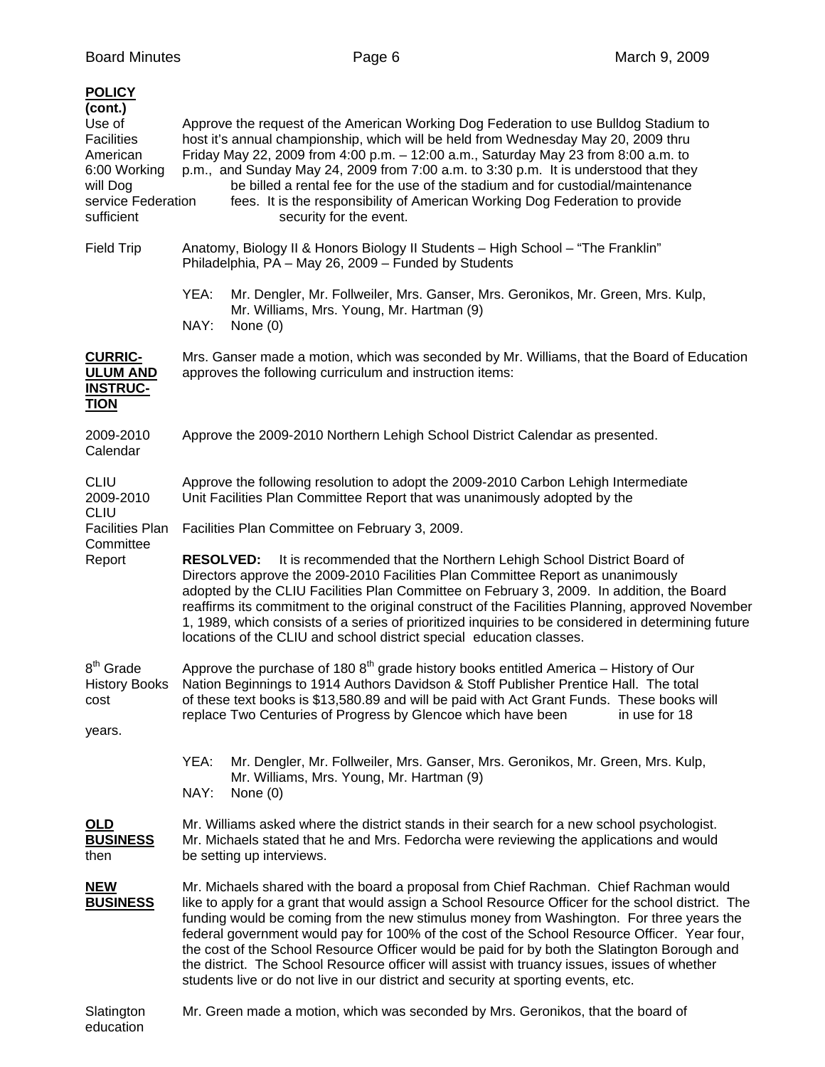**POLICY (cont.)**

Use of Facilities American Working Dog Federation

Approve the request of the American Working Dog Federation to use Bulldog Stadium to host it's annual championship, which will be held from Wednesday May 20, 2009 thru Friday May 22, 2009 from 4:00 p.m. – 12:00 a.m., Saturday May 23 from 8:00 a.m. to 6:00 p.m., and Sunday May 24, 2009 from 7:00 a.m. to 3:30 p.m. It is understood that they will be billed a rental fee for the use of the stadium and for custodial/maintenance service fees. It is the responsibility of American Working Dog Federation to provide sufficient security for the event.

Field Trip

Anatomy, Biology II & Honors Biology II Students – High School – "The Franklin" Philadelphia, PA – May 26, 2009 – Funded by Students

YEA: Mr. Dengler, Mr. Follweiler, Mrs. Ganser, Mrs. Geronikos, Mr. Green, Mrs. Kulp, Mr. Williams, Mrs. Young, Mr. Hartman (9)
NAY: None (0)

**CURRICULUM AND INSTRUCTION**

Mrs. Ganser made a motion, which was seconded by Mr. Williams, that the Board of Education approves the following curriculum and instruction items:

2009-2010 Calendar

Approve the 2009-2010 Northern Lehigh School District Calendar as presented.

CLIU 2009-2010 CLIU Facilities Plan Committee Report

Approve the following resolution to adopt the 2009-2010 Carbon Lehigh Intermediate Unit Facilities Plan Committee Report that was unanimously adopted by the Facilities Plan Committee on February 3, 2009.

**RESOLVED:** It is recommended that the Northern Lehigh School District Board of Directors approve the 2009-2010 Facilities Plan Committee Report as unanimously adopted by the CLIU Facilities Plan Committee on February 3, 2009. In addition, the Board reaffirms its commitment to the original construct of the Facilities Planning, approved November 1, 1989, which consists of a series of prioritized inquiries to be considered in determining future locations of the CLIU and school district special education classes.

8th Grade History Books

Approve the purchase of 180 8th grade history books entitled America – History of Our Nation Beginnings to 1914 Authors Davidson & Stoff Publisher Prentice Hall. The total cost of these text books is $13,580.89 and will be paid with Act Grant Funds. These books will replace Two Centuries of Progress by Glencoe which have been in use for 18 years.

YEA: Mr. Dengler, Mr. Follweiler, Mrs. Ganser, Mrs. Geronikos, Mr. Green, Mrs. Kulp, Mr. Williams, Mrs. Young, Mr. Hartman (9)
NAY: None (0)

**OLD BUSINESS**

Mr. Williams asked where the district stands in their search for a new school psychologist. Mr. Michaels stated that he and Mrs. Fedorcha were reviewing the applications and would then be setting up interviews.

**NEW BUSINESS**

Mr. Michaels shared with the board a proposal from Chief Rachman. Chief Rachman would like to apply for a grant that would assign a School Resource Officer for the school district. The funding would be coming from the new stimulus money from Washington. For three years the federal government would pay for 100% of the cost of the School Resource Officer. Year four, the cost of the School Resource Officer would be paid for by both the Slatington Borough and the district. The School Resource officer will assist with truancy issues, issues of whether students live or do not live in our district and security at sporting events, etc.

Slatington

Mr. Green made a motion, which was seconded by Mrs. Geronikos, that the board of education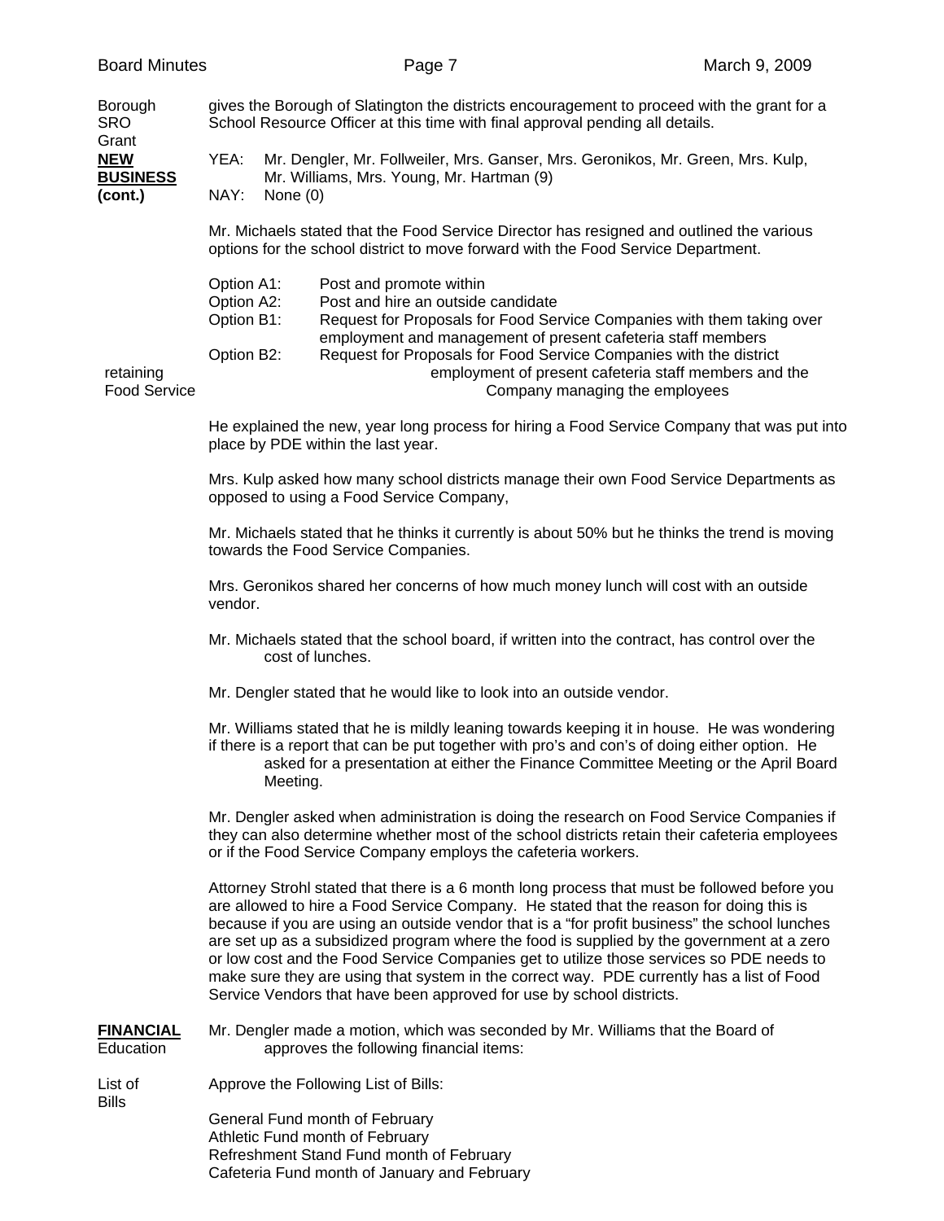Borough SRO Grant — gives the Borough of Slatington the districts encouragement to proceed with the grant for a School Resource Officer at this time with final approval pending all details.

**NEW BUSINESS (cont.)**

YEA: Mr. Dengler, Mr. Follweiler, Mrs. Ganser, Mrs. Geronikos, Mr. Green, Mrs. Kulp, Mr. Williams, Mrs. Young, Mr. Hartman (9)
NAY: None (0)

Mr. Michaels stated that the Food Service Director has resigned and outlined the various options for the school district to move forward with the Food Service Department.

Option A1: Post and promote within
Option A2: Post and hire an outside candidate
Option B1: Request for Proposals for Food Service Companies with them taking over employment and management of present cafeteria staff members
Option B2: Request for Proposals for Food Service Companies with the district retaining employment of present cafeteria staff members and the Company managing the employees

Food Service

He explained the new, year long process for hiring a Food Service Company that was put into place by PDE within the last year.

Mrs. Kulp asked how many school districts manage their own Food Service Departments as opposed to using a Food Service Company,

Mr. Michaels stated that he thinks it currently is about 50% but he thinks the trend is moving towards the Food Service Companies.

Mrs. Geronikos shared her concerns of how much money lunch will cost with an outside vendor.

Mr. Michaels stated that the school board, if written into the contract, has control over the cost of lunches.

Mr. Dengler stated that he would like to look into an outside vendor.

Mr. Williams stated that he is mildly leaning towards keeping it in house. He was wondering if there is a report that can be put together with pro's and con's of doing either option. He asked for a presentation at either the Finance Committee Meeting or the April Board Meeting.

Mr. Dengler asked when administration is doing the research on Food Service Companies if they can also determine whether most of the school districts retain their cafeteria employees or if the Food Service Company employs the cafeteria workers.

Attorney Strohl stated that there is a 6 month long process that must be followed before you are allowed to hire a Food Service Company. He stated that the reason for doing this is because if you are using an outside vendor that is a "for profit business" the school lunches are set up as a subsidized program where the food is supplied by the government at a zero or low cost and the Food Service Companies get to utilize those services so PDE needs to make sure they are using that system in the correct way. PDE currently has a list of Food Service Vendors that have been approved for use by school districts.

**FINANCIAL** Education

Mr. Dengler made a motion, which was seconded by Mr. Williams that the Board of Education approves the following financial items:

List of Bills

Approve the Following List of Bills:

General Fund month of February
Athletic Fund month of February
Refreshment Stand Fund month of February
Cafeteria Fund month of January and February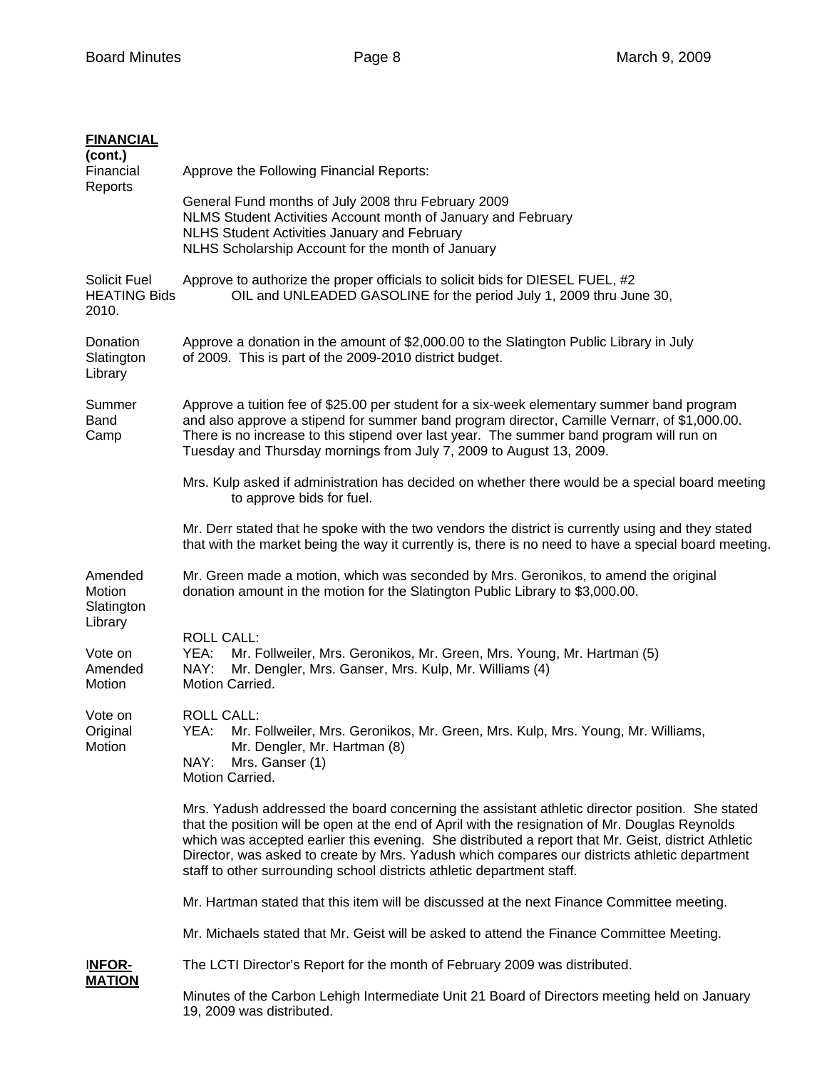**FINANCIAL (cont.)**

**Financial Reports**

Approve the Following Financial Reports:

General Fund months of July 2008 thru February 2009
NLMS Student Activities Account month of January and February
NLHS Student Activities January and February
NLHS Scholarship Account for the month of January

**Solicit Fuel HEATING Bids 2010.**

Approve to authorize the proper officials to solicit bids for DIESEL FUEL, #2 OIL and UNLEADED GASOLINE for the period July 1, 2009 thru June 30,

**Donation Slatington Library**

Approve a donation in the amount of $2,000.00 to the Slatington Public Library in July of 2009. This is part of the 2009-2010 district budget.

**Summer Band Camp**

Approve a tuition fee of $25.00 per student for a six-week elementary summer band program and also approve a stipend for summer band program director, Camille Vernarr, of $1,000.00. There is no increase to this stipend over last year. The summer band program will run on Tuesday and Thursday mornings from July 7, 2009 to August 13, 2009.

Mrs. Kulp asked if administration has decided on whether there would be a special board meeting to approve bids for fuel.

Mr. Derr stated that he spoke with the two vendors the district is currently using and they stated that with the market being the way it currently is, there is no need to have a special board meeting.

**Amended Motion Slatington Library**

Mr. Green made a motion, which was seconded by Mrs. Geronikos, to amend the original donation amount in the motion for the Slatington Public Library to $3,000.00.

**Vote on Amended Motion**

ROLL CALL:
YEA: Mr. Follweiler, Mrs. Geronikos, Mr. Green, Mrs. Young, Mr. Hartman (5)
NAY: Mr. Dengler, Mrs. Ganser, Mrs. Kulp, Mr. Williams (4)
Motion Carried.

**Vote on Original Motion**

ROLL CALL:
YEA: Mr. Follweiler, Mrs. Geronikos, Mr. Green, Mrs. Kulp, Mrs. Young, Mr. Williams, Mr. Dengler, Mr. Hartman (8)
NAY: Mrs. Ganser (1)
Motion Carried.

Mrs. Yadush addressed the board concerning the assistant athletic director position. She stated that the position will be open at the end of April with the resignation of Mr. Douglas Reynolds which was accepted earlier this evening. She distributed a report that Mr. Geist, district Athletic Director, was asked to create by Mrs. Yadush which compares our districts athletic department staff to other surrounding school districts athletic department staff.

Mr. Hartman stated that this item will be discussed at the next Finance Committee meeting.

Mr. Michaels stated that Mr. Geist will be asked to attend the Finance Committee Meeting.

**INFOR-MATION**

The LCTI Director's Report for the month of February 2009 was distributed.

Minutes of the Carbon Lehigh Intermediate Unit 21 Board of Directors meeting held on January 19, 2009 was distributed.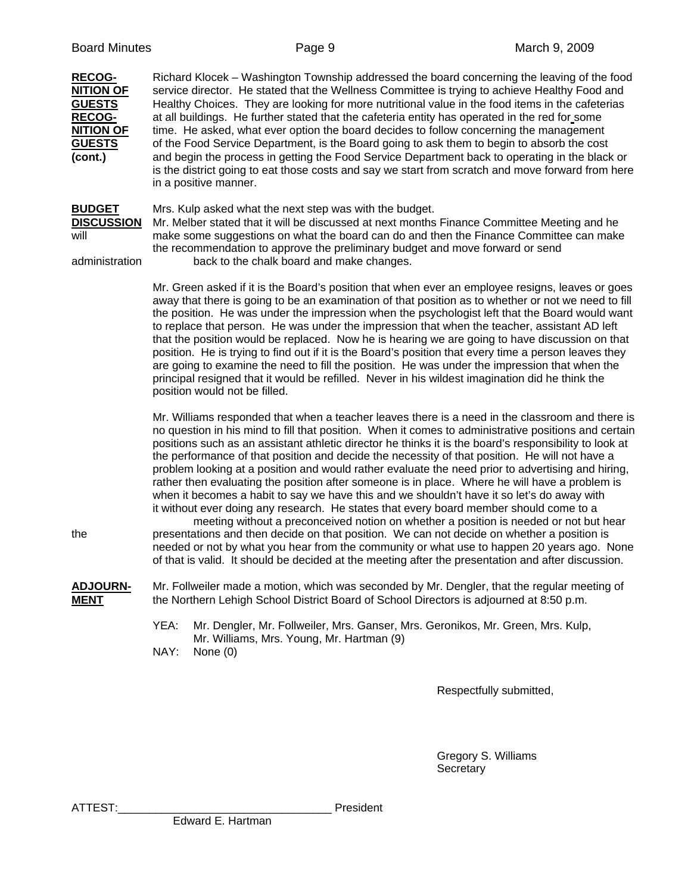**RECOGNITION OF GUESTS (cont.)**

Richard Klocek – Washington Township addressed the board concerning the leaving of the food service director. He stated that the Wellness Committee is trying to achieve Healthy Food and Healthy Choices. They are looking for more nutritional value in the food items in the cafeterias at all buildings. He further stated that the cafeteria entity has operated in the red for some time. He asked, what ever option the board decides to follow concerning the management of the Food Service Department, is the Board going to ask them to begin to absorb the cost and begin the process in getting the Food Service Department back to operating in the black or is the district going to eat those costs and say we start from scratch and move forward from here in a positive manner.

**BUDGET DISCUSSION**

Mrs. Kulp asked what the next step was with the budget.

Mr. Melber stated that it will be discussed at next months Finance Committee Meeting and he will make some suggestions on what the board can do and then the Finance Committee can make the recommendation to approve the preliminary budget and move forward or send administration back to the chalk board and make changes.

Mr. Green asked if it is the Board's position that when ever an employee resigns, leaves or goes away that there is going to be an examination of that position as to whether or not we need to fill the position. He was under the impression when the psychologist left that the Board would want to replace that person. He was under the impression that when the teacher, assistant AD left that the position would be replaced. Now he is hearing we are going to have discussion on that position. He is trying to find out if it is the Board's position that every time a person leaves they are going to examine the need to fill the position. He was under the impression that when the principal resigned that it would be refilled. Never in his wildest imagination did he think the position would not be filled.

Mr. Williams responded that when a teacher leaves there is a need in the classroom and there is no question in his mind to fill that position. When it comes to administrative positions and certain positions such as an assistant athletic director he thinks it is the board's responsibility to look at the performance of that position and decide the necessity of that position. He will not have a problem looking at a position and would rather evaluate the need prior to advertising and hiring, rather then evaluating the position after someone is in place. Where he will have a problem is when it becomes a habit to say we have this and we shouldn't have it so let's do away with it without ever doing any research. He states that every board member should come to a meeting without a preconceived notion on whether a position is needed or not but hear the presentations and then decide on that position. We can not decide on whether a position is needed or not by what you hear from the community or what use to happen 20 years ago. None of that is valid. It should be decided at the meeting after the presentation and after discussion.

**ADJOURNMENT**

Mr. Follweiler made a motion, which was seconded by Mr. Dengler, that the regular meeting of the Northern Lehigh School District Board of School Directors is adjourned at 8:50 p.m.

YEA: Mr. Dengler, Mr. Follweiler, Mrs. Ganser, Mrs. Geronikos, Mr. Green, Mrs. Kulp, Mr. Williams, Mrs. Young, Mr. Hartman (9)

NAY: None (0)

Respectfully submitted,

Gregory S. Williams
Secretary

ATTEST:_________________________________ President
Edward E. Hartman